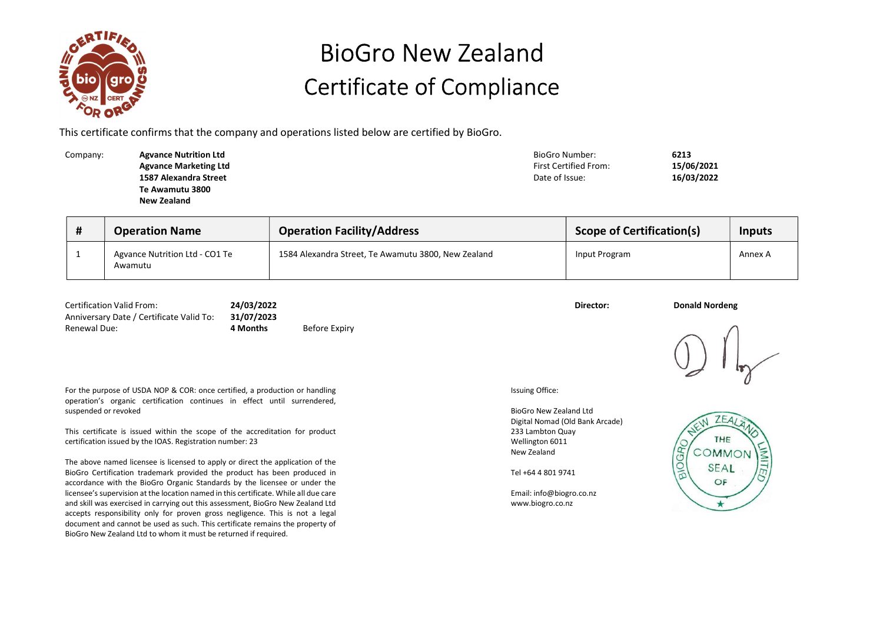# BioGro New Zealand
# Certificate of Compliance

This certificate confirms that the company and operations listed below are certified by BioGro.

Company: **Agvance Nutrition Ltd**
**Agvance Marketing Ltd**
**1587 Alexandra Street**
**Te Awamutu 3800**
**New Zealand**

BioGro Number: **6213**
First Certified From: **15/06/2021**
Date of Issue: **16/03/2022**

| # | Operation Name | Operation Facility/Address | Scope of Certification(s) | Inputs |
|---|---|---|---|---|
| 1 | Agvance Nutrition Ltd - CO1 Te Awamutu | 1584 Alexandra Street, Te Awamutu 3800, New Zealand | Input Program | Annex A |

Certification Valid From: **24/03/2022**
Anniversary Date / Certificate Valid To: **31/07/2023**
Renewal Due: **4 Months** Before Expiry

**Director:** **Donald Nordeng**

For the purpose of USDA NOP & COR: once certified, a production or handling operation's organic certification continues in effect until surrendered, suspended or revoked

This certificate is issued within the scope of the accreditation for product certification issued by the IOAS. Registration number: 23

The above named licensee is licensed to apply or direct the application of the BioGro Certification trademark provided the product has been produced in accordance with the BioGro Organic Standards by the licensee or under the licensee's supervision at the location named in this certificate. While all due care and skill was exercised in carrying out this assessment, BioGro New Zealand Ltd accepts responsibility only for proven gross negligence. This is not a legal document and cannot be used as such. This certificate remains the property of BioGro New Zealand Ltd to whom it must be returned if required.

Issuing Office:

BioGro New Zealand Ltd
Digital Nomad (Old Bank Arcade)
233 Lambton Quay
Wellington 6011
New Zealand

Tel +64 4 801 9741

Email: info@biogro.co.nz
www.biogro.co.nz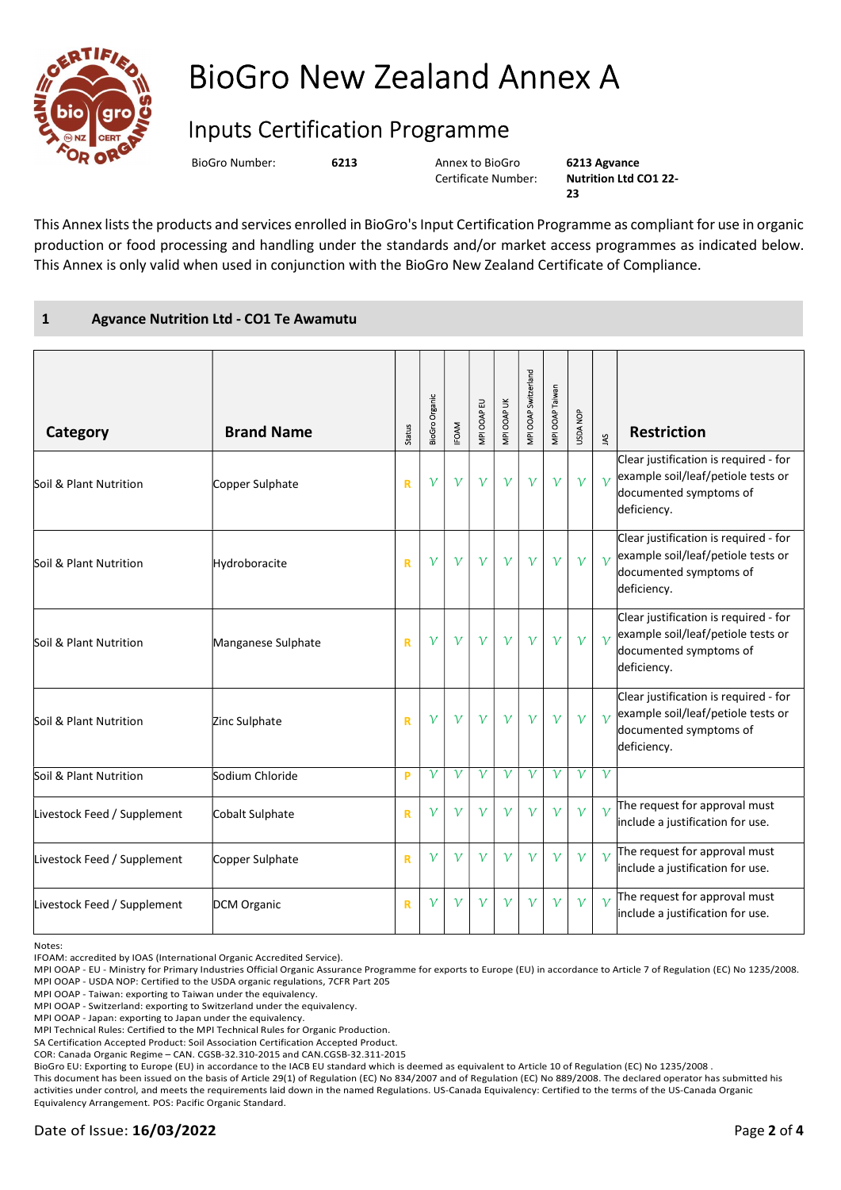# BioGro New Zealand Annex A

## Inputs Certification Programme

BioGro Number: **6213**

Annex to BioGro Certificate Number: **6213 Agvance Nutrition Ltd CO1 22-23**

This Annex lists the products and services enrolled in BioGro's Input Certification Programme as compliant for use in organic production or food processing and handling under the standards and/or market access programmes as indicated below. This Annex is only valid when used in conjunction with the BioGro New Zealand Certificate of Compliance.

### 1 Agvance Nutrition Ltd - CO1 Te Awamutu

| Category | Brand Name | Status | BioGro Organic | IFOAM | MPI OOAP EU | MPI OOAP UK | MPI OOAP Switzerland | MPI OOAP Taiwan | USDA NOP | JAS | Restriction |
|---|---|---|---|---|---|---|---|---|---|---|---|
| Soil & Plant Nutrition | Copper Sulphate | R | √ | √ | √ | √ | √ | √ | √ | √ | Clear justification is required - for example soil/leaf/petiole tests or documented symptoms of deficiency. |
| Soil & Plant Nutrition | Hydroboracite | R | √ | √ | √ | √ | √ | √ | √ | √ | Clear justification is required - for example soil/leaf/petiole tests or documented symptoms of deficiency. |
| Soil & Plant Nutrition | Manganese Sulphate | R | √ | √ | √ | √ | √ | √ | √ | √ | Clear justification is required - for example soil/leaf/petiole tests or documented symptoms of deficiency. |
| Soil & Plant Nutrition | Zinc Sulphate | R | √ | √ | √ | √ | √ | √ | √ | √ | Clear justification is required - for example soil/leaf/petiole tests or documented symptoms of deficiency. |
| Soil & Plant Nutrition | Sodium Chloride | P | √ | √ | √ | √ | √ | √ | √ | √ | |
| Livestock Feed / Supplement | Cobalt Sulphate | R | √ | √ | √ | √ | √ | √ | √ | √ | The request for approval must include a justification for use. |
| Livestock Feed / Supplement | Copper Sulphate | R | √ | √ | √ | √ | √ | √ | √ | √ | The request for approval must include a justification for use. |
| Livestock Feed / Supplement | DCM Organic | R | √ | √ | √ | √ | √ | √ | √ | √ | The request for approval must include a justification for use. |

Notes:
IFOAM: accredited by IOAS (International Organic Accredited Service).
MPI OOAP - EU - Ministry for Primary Industries Official Organic Assurance Programme for exports to Europe (EU) in accordance to Article 7 of Regulation (EC) No 1235/2008.
MPI OOAP - USDA NOP: Certified to the USDA organic regulations, 7CFR Part 205
MPI OOAP - Taiwan: exporting to Taiwan under the equivalency.
MPI OOAP - Switzerland: exporting to Switzerland under the equivalency.
MPI OOAP - Japan: exporting to Japan under the equivalency.
MPI Technical Rules: Certified to the MPI Technical Rules for Organic Production.
SA Certification Accepted Product: Soil Association Certification Accepted Product.
COR: Canada Organic Regime – CAN. CGSB-32.310-2015 and CAN.CGSB-32.311-2015
BioGro EU: Exporting to Europe (EU) in accordance to the IACB EU standard which is deemed as equivalent to Article 10 of Regulation (EC) No 1235/2008 .
This document has been issued on the basis of Article 29(1) of Regulation (EC) No 834/2007 and of Regulation (EC) No 889/2008. The declared operator has submitted his activities under control, and meets the requirements laid down in the named Regulations. US-Canada Equivalency: Certified to the terms of the US-Canada Organic Equivalency Arrangement. POS: Pacific Organic Standard.

Date of Issue: **16/03/2022**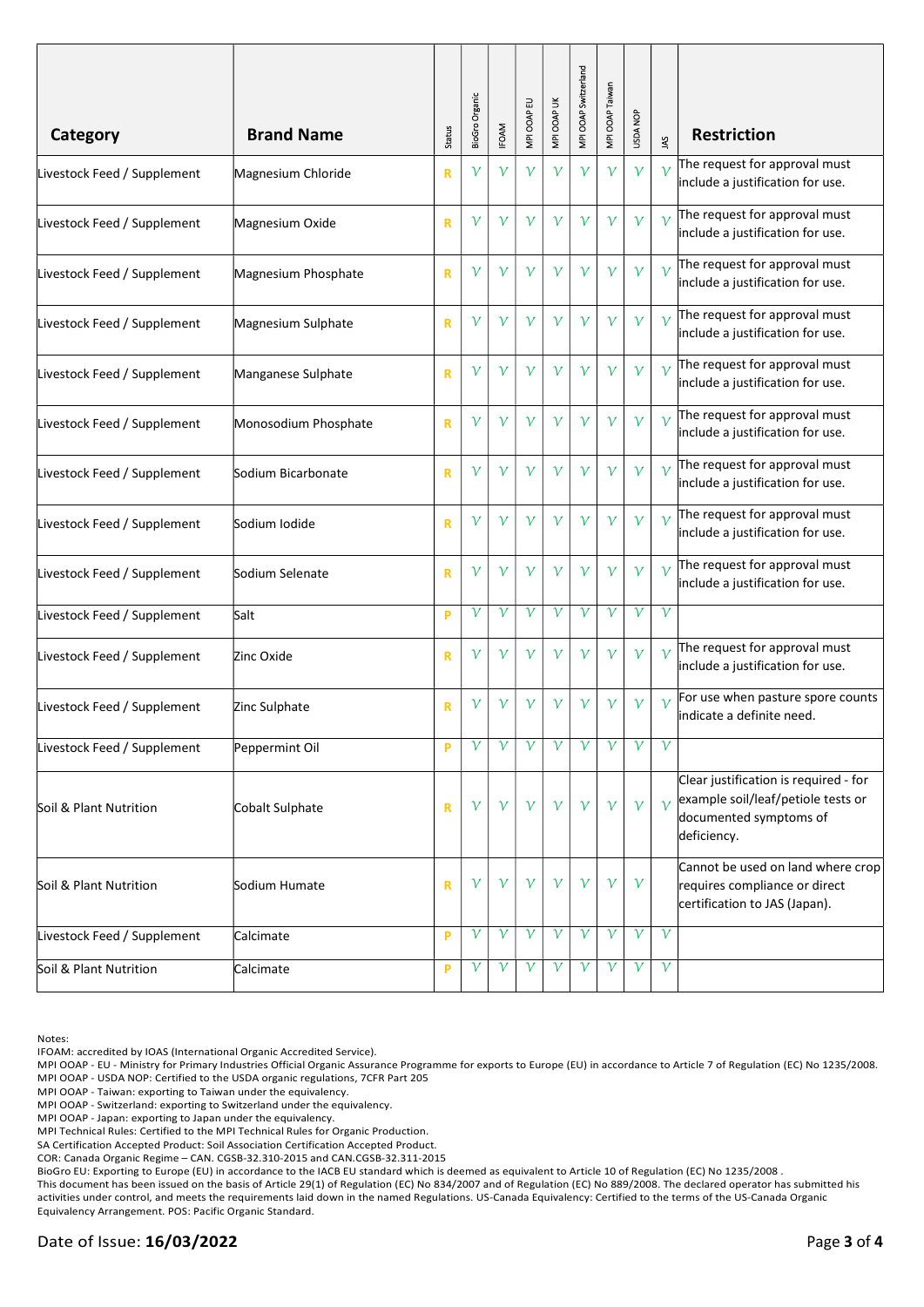| Category | Brand Name | Status | BioGro Organic | IFOAM | MPI OOAP EU | MPI OOAP UK | MPI OOAP Switzerland | MPI OOAP Taiwan | USDA NOP | JAS | Restriction |
|---|---|---|---|---|---|---|---|---|---|---|---|
| Livestock Feed / Supplement | Magnesium Chloride | R | V | V | V | V | V | V | V | V | The request for approval must include a justification for use. |
| Livestock Feed / Supplement | Magnesium Oxide | R | V | V | V | V | V | V | V | V | The request for approval must include a justification for use. |
| Livestock Feed / Supplement | Magnesium Phosphate | R | V | V | V | V | V | V | V | V | The request for approval must include a justification for use. |
| Livestock Feed / Supplement | Magnesium Sulphate | R | V | V | V | V | V | V | V | V | The request for approval must include a justification for use. |
| Livestock Feed / Supplement | Manganese Sulphate | R | V | V | V | V | V | V | V | V | The request for approval must include a justification for use. |
| Livestock Feed / Supplement | Monosodium Phosphate | R | V | V | V | V | V | V | V | V | The request for approval must include a justification for use. |
| Livestock Feed / Supplement | Sodium Bicarbonate | R | V | V | V | V | V | V | V | V | The request for approval must include a justification for use. |
| Livestock Feed / Supplement | Sodium Iodide | R | V | V | V | V | V | V | V | V | The request for approval must include a justification for use. |
| Livestock Feed / Supplement | Sodium Selenate | R | V | V | V | V | V | V | V | V | The request for approval must include a justification for use. |
| Livestock Feed / Supplement | Salt | P | V | V | V | V | V | V | V | V | |
| Livestock Feed / Supplement | Zinc Oxide | R | V | V | V | V | V | V | V | V | The request for approval must include a justification for use. |
| Livestock Feed / Supplement | Zinc Sulphate | R | V | V | V | V | V | V | V | V | For use when pasture spore counts indicate a definite need. |
| Livestock Feed / Supplement | Peppermint Oil | P | V | V | V | V | V | V | V | V | |
| Soil & Plant Nutrition | Cobalt Sulphate | R | V | V | V | V | V | V | V | V | Clear justification is required - for example soil/leaf/petiole tests or documented symptoms of deficiency. |
| Soil & Plant Nutrition | Sodium Humate | R | V | V | V | V | V | V | V | | Cannot be used on land where crop requires compliance or direct certification to JAS (Japan). |
| Livestock Feed / Supplement | Calcimate | P | V | V | V | V | V | V | V | V | |
| Soil & Plant Nutrition | Calcimate | P | V | V | V | V | V | V | V | V | |

Notes:
IFOAM: accredited by IOAS (International Organic Accredited Service).
MPI OOAP - EU - Ministry for Primary Industries Official Organic Assurance Programme for exports to Europe (EU) in accordance to Article 7 of Regulation (EC) No 1235/2008.
MPI OOAP - USDA NOP: Certified to the USDA organic regulations, 7CFR Part 205
MPI OOAP - Taiwan: exporting to Taiwan under the equivalency.
MPI OOAP - Switzerland: exporting to Switzerland under the equivalency.
MPI OOAP - Japan: exporting to Japan under the equivalency.
MPI Technical Rules: Certified to the MPI Technical Rules for Organic Production.
SA Certification Accepted Product: Soil Association Certification Accepted Product.
COR: Canada Organic Regime – CAN. CGSB-32.310-2015 and CAN.CGSB-32.311-2015
BioGro EU: Exporting to Europe (EU) in accordance to the IACB EU standard which is deemed as equivalent to Article 10 of Regulation (EC) No 1235/2008 .
This document has been issued on the basis of Article 29(1) of Regulation (EC) No 834/2007 and of Regulation (EC) No 889/2008. The declared operator has submitted his activities under control, and meets the requirements laid down in the named Regulations. US-Canada Equivalency: Certified to the terms of the US-Canada Organic Equivalency Arrangement. POS: Pacific Organic Standard.

Date of Issue: **16/03/2022**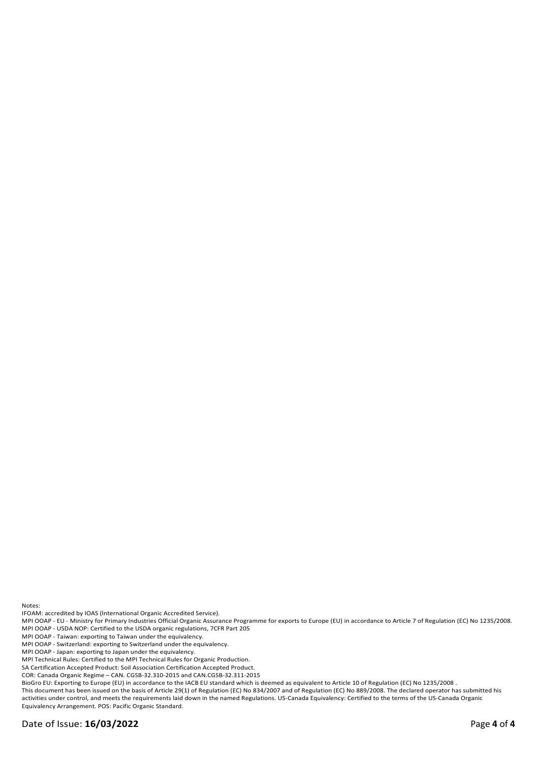Notes:

IFOAM: accredited by IOAS (International Organic Accredited Service).

MPI OOAP - EU - Ministry for Primary Industries Official Organic Assurance Programme for exports to Europe (EU) in accordance to Article 7 of Regulation (EC) No 1235/2008.

MPI OOAP - USDA NOP: Certified to the USDA organic regulations, 7CFR Part 205

MPI OOAP - Taiwan: exporting to Taiwan under the equivalency.

MPI OOAP - Switzerland: exporting to Switzerland under the equivalency.

MPI OOAP - Japan: exporting to Japan under the equivalency.

MPI Technical Rules: Certified to the MPI Technical Rules for Organic Production.

SA Certification Accepted Product: Soil Association Certification Accepted Product.

COR: Canada Organic Regime – CAN. CGSB-32.310-2015 and CAN.CGSB-32.311-2015

BioGro EU: Exporting to Europe (EU) in accordance to the IACB EU standard which is deemed as equivalent to Article 10 of Regulation (EC) No 1235/2008 .

This document has been issued on the basis of Article 29(1) of Regulation (EC) No 834/2007 and of Regulation (EC) No 889/2008. The declared operator has submitted his activities under control, and meets the requirements laid down in the named Regulations. US-Canada Equivalency: Certified to the terms of the US-Canada Organic Equivalency Arrangement. POS: Pacific Organic Standard.

Date of Issue: **16/03/2022**